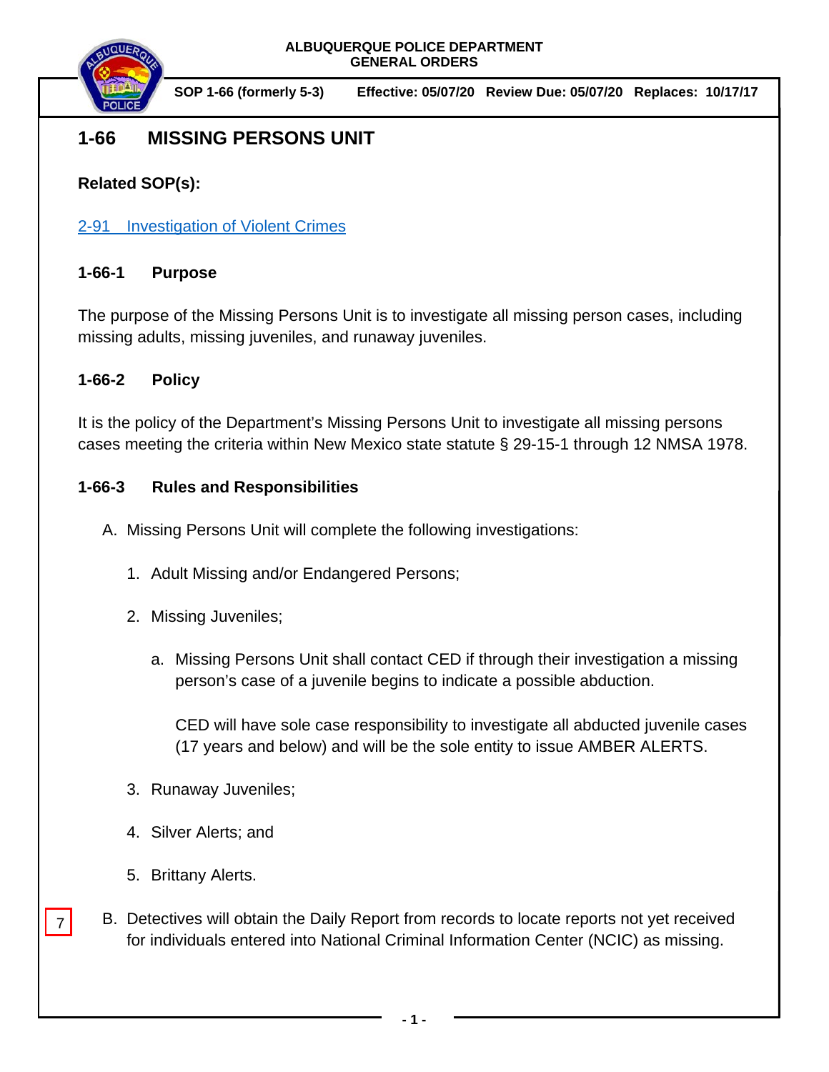ALBUQUERQUE POLICE DEPARTMENT
GENERAL ORDERS

**SOP 1-66 (formerly 5-3)** **Effective: 05/07/20** **Review Due: 05/07/20** **Replaces: 10/17/17**

# 1-66 MISSING PERSONS UNIT

**Related SOP(s):**

2-91 Investigation of Violent Crimes

## 1-66-1 Purpose

The purpose of the Missing Persons Unit is to investigate all missing person cases, including missing adults, missing juveniles, and runaway juveniles.

## 1-66-2 Policy

It is the policy of the Department's Missing Persons Unit to investigate all missing persons cases meeting the criteria within New Mexico state statute § 29-15-1 through 12 NMSA 1978.

## 1-66-3 Rules and Responsibilities

A. Missing Persons Unit will complete the following investigations:

1. Adult Missing and/or Endangered Persons;
2. Missing Juveniles;
    a. Missing Persons Unit shall contact CED if through their investigation a missing person's case of a juvenile begins to indicate a possible abduction.

       CED will have sole case responsibility to investigate all abducted juvenile cases (17 years and below) and will be the sole entity to issue AMBER ALERTS.
3. Runaway Juveniles;
4. Silver Alerts; and
5. Brittany Alerts.

7

B. Detectives will obtain the Daily Report from records to locate reports not yet received for individuals entered into National Criminal Information Center (NCIC) as missing.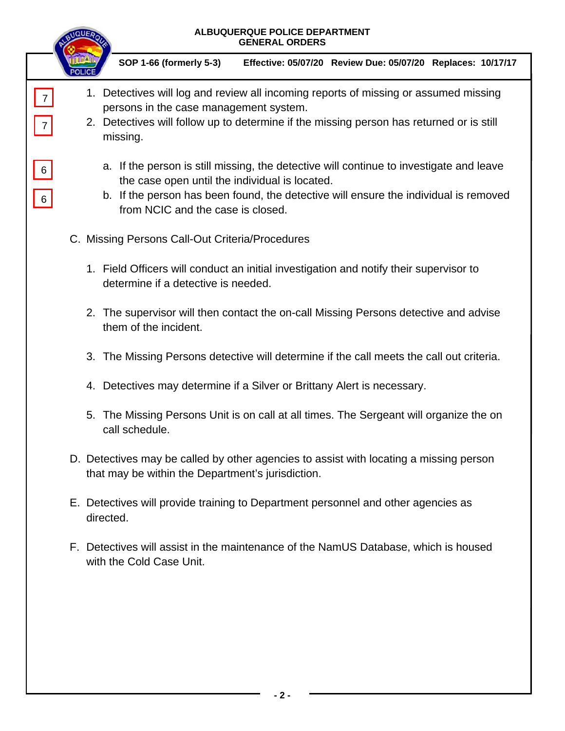7 1. Detectives will log and review all incoming reports of missing or assumed missing persons in the case management system.

7 2. Detectives will follow up to determine if the missing person has returned or is still missing.

6 a. If the person is still missing, the detective will continue to investigate and leave the case open until the individual is located.

6 b. If the person has been found, the detective will ensure the individual is removed from NCIC and the case is closed.

C. Missing Persons Call-Out Criteria/Procedures

1. Field Officers will conduct an initial investigation and notify their supervisor to determine if a detective is needed.

2. The supervisor will then contact the on-call Missing Persons detective and advise them of the incident.

3. The Missing Persons detective will determine if the call meets the call out criteria.

4. Detectives may determine if a Silver or Brittany Alert is necessary.

5. The Missing Persons Unit is on call at all times. The Sergeant will organize the on call schedule.

D. Detectives may be called by other agencies to assist with locating a missing person that may be within the Department's jurisdiction.

E. Detectives will provide training to Department personnel and other agencies as directed.

F. Detectives will assist in the maintenance of the NamUS Database, which is housed with the Cold Case Unit.